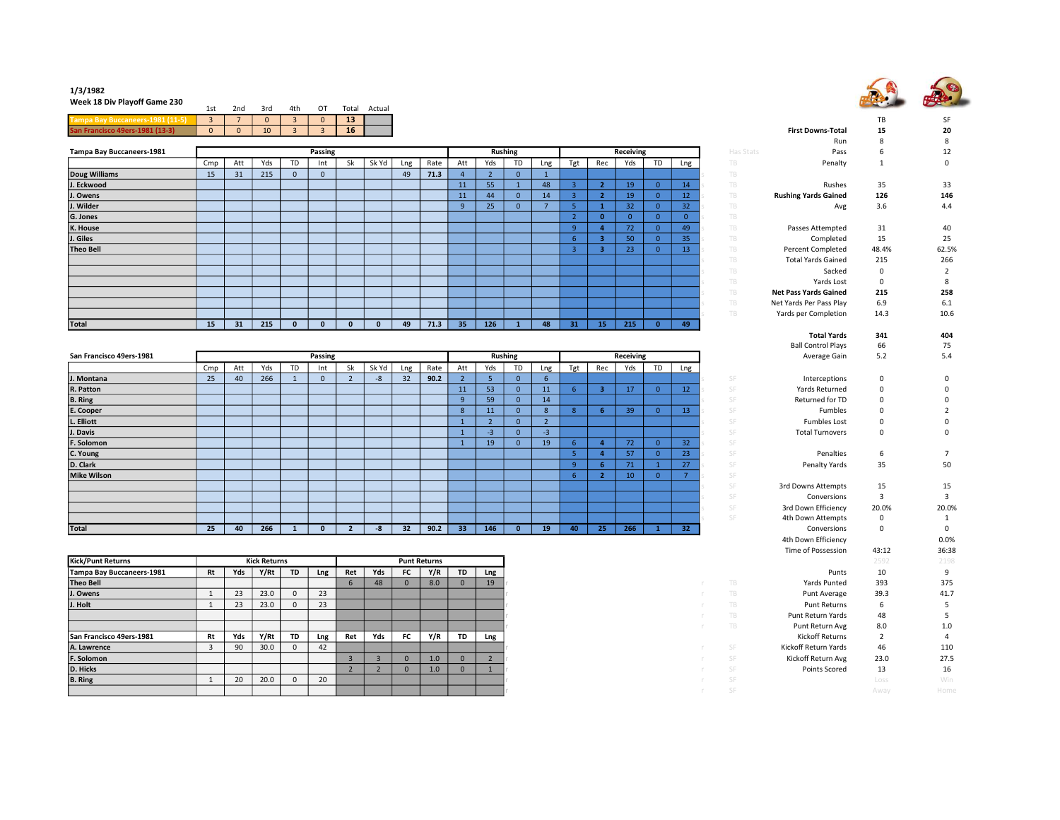1/3/1982

Week 18 Div Playoff Game 230

| | 1st | 2nd | 3rd | 4th | OT | Total | Actual |
|---|---|---|---|---|---|---|---|
| Tampa Bay Buccaneers-1981 (11-5) | 3 | 7 | 0 | 3 | 0 | 13 | |
| San Francisco 49ers-1981 (13-3) | 0 | 0 | 10 | 3 | 3 | 16 | |

| Tampa Bay Buccaneers-1981 | Passing | | | | | | | | | Rushing | | | | Receiving | | | | |
|---|---|---|---|---|---|---|---|---|---|---|---|---|---|---|---|---|---|---|
| | Cmp | Att | Yds | TD | Int | Sk | Sk Yd | Lng | Rate | Att | Yds | TD | Lng | Tgt | Rec | Yds | TD | Lng |
| Doug Williams | 15 | 31 | 215 | 0 | 0 | | | 49 | 71.3 | 4 | 2 | 0 | 1 | | | | | |
| J. Eckwood | | | | | | | | | | 11 | 55 | 1 | 48 | 3 | 2 | 19 | 0 | 14 |
| J. Owens | | | | | | | | | | 11 | 44 | 0 | 14 | 3 | 2 | 19 | 0 | 12 |
| J. Wilder | | | | | | | | | | 9 | 25 | 0 | 7 | 5 | 1 | 32 | 0 | 32 |
| G. Jones | | | | | | | | | | | | | | 2 | 0 | 0 | 0 | 0 |
| K. House | | | | | | | | | | | | | | 9 | 4 | 72 | 0 | 49 |
| J. Giles | | | | | | | | | | | | | | 6 | 3 | 50 | 0 | 35 |
| Theo Bell | | | | | | | | | | | | | | 3 | 3 | 23 | 0 | 13 |
| Total | 15 | 31 | 215 | 0 | 0 | 0 | 0 | 49 | 71.3 | 35 | 126 | 1 | 48 | 31 | 15 | 215 | 0 | 49 |

| San Francisco 49ers-1981 | Passing | | | | | | | | | Rushing | | | | Receiving | | | | |
|---|---|---|---|---|---|---|---|---|---|---|---|---|---|---|---|---|---|---|
| | Cmp | Att | Yds | TD | Int | Sk | Sk Yd | Lng | Rate | Att | Yds | TD | Lng | Tgt | Rec | Yds | TD | Lng |
| J. Montana | 25 | 40 | 266 | 1 | 0 | 2 | -8 | 32 | 90.2 | 2 | 5 | 0 | 6 | | | | | |
| R. Patton | | | | | | | | | | 11 | 53 | 0 | 11 | 6 | 3 | 17 | 0 | 12 |
| B. Ring | | | | | | | | | | 9 | 59 | 0 | 14 | | | | | |
| E. Cooper | | | | | | | | | | 8 | 11 | 0 | 8 | 8 | 6 | 39 | 0 | 13 |
| L. Elliott | | | | | | | | | | 1 | 2 | 0 | 2 | | | | | |
| J. Davis | | | | | | | | | | 1 | -3 | 0 | -3 | | | | | |
| F. Solomon | | | | | | | | | | 1 | 19 | 0 | 19 | 6 | 4 | 72 | 0 | 32 |
| C. Young | | | | | | | | | | | | | | 5 | 4 | 57 | 0 | 23 |
| D. Clark | | | | | | | | | | | | | | 9 | 6 | 71 | 1 | 27 |
| Mike Wilson | | | | | | | | | | | | | | 6 | 2 | 10 | 0 | 7 |
| Total | 25 | 40 | 266 | 1 | 0 | 2 | -8 | 32 | 90.2 | 33 | 146 | 0 | 19 | 40 | 25 | 266 | 1 | 32 |

| Kick/Punt Returns | Kick Returns | | | | | Punt Returns | | | | | |
|---|---|---|---|---|---|---|---|---|---|---|---|
| Tampa Bay Buccaneers-1981 | Rt | Yds | Y/Rt | TD | Lng | Ret | Yds | FC | Y/R | TD | Lng |
| Theo Bell | | | | | | 6 | 48 | 0 | 8.0 | 0 | 19 |
| J. Owens | 1 | 23 | 23.0 | 0 | 23 | | | | | | |
| J. Holt | 1 | 23 | 23.0 | 0 | 23 | | | | | | |
| San Francisco 49ers-1981 | Rt | Yds | Y/Rt | TD | Lng | Ret | Yds | FC | Y/R | TD | Lng |
| A. Lawrence | 3 | 90 | 30.0 | 0 | 42 | | | | | | |
| F. Solomon | | | | | | 3 | 3 | 0 | 1.0 | 0 | 2 |
| D. Hicks | | | | | | 2 | 2 | 0 | 1.0 | 0 | 1 |
| B. Ring | 1 | 20 | 20.0 | 0 | 20 | | | | | | |

| | TB | SF |
|---|---|---|
| **First Downs-Total** | **15** | **20** |
| Run | 8 | 8 |
| Pass | 6 | 12 |
| Penalty | 1 | 0 |
| Rushes | 35 | 33 |
| **Rushing Yards Gained** | **126** | **146** |
| Avg | 3.6 | 4.4 |
| Passes Attempted | 31 | 40 |
| Completed | 15 | 25 |
| Percent Completed | 48.4% | 62.5% |
| Total Yards Gained | 215 | 266 |
| Sacked | 0 | 2 |
| Yards Lost | 0 | 8 |
| **Net Pass Yards Gained** | **215** | **258** |
| Net Yards Per Pass Play | 6.9 | 6.1 |
| Yards per Completion | 14.3 | 10.6 |
| **Total Yards** | **341** | **404** |
| Ball Control Plays | 66 | 75 |
| Average Gain | 5.2 | 5.4 |
| Interceptions | 0 | 0 |
| Yards Returned | 0 | 0 |
| Returned for TD | 0 | 0 |
| Fumbles | 0 | 2 |
| Fumbles Lost | 0 | 0 |
| Total Turnovers | 0 | 0 |
| Penalties | 6 | 7 |
| Penalty Yards | 35 | 50 |
| 3rd Downs Attempts | 15 | 15 |
| Conversions | 3 | 3 |
| 3rd Down Efficiency | 20.0% | 20.0% |
| 4th Down Attempts | 0 | 1 |
| Conversions | 0 | 0 |
| 4th Down Efficiency | | 0.0% |
| Time of Possession | 43:12 | 36:38 |
| Punts | 10 | 9 |
| Yards Punted | 393 | 375 |
| Punt Average | 39.3 | 41.7 |
| Punt Returns | 6 | 5 |
| Punt Return Yards | 48 | 5 |
| Punt Return Avg | 8.0 | 1.0 |
| Kickoff Returns | 2 | 4 |
| Kickoff Return Yards | 46 | 110 |
| Kickoff Return Avg | 23.0 | 27.5 |
| Points Scored | 13 | 16 |
| | Loss | Win |
| | Away | Home |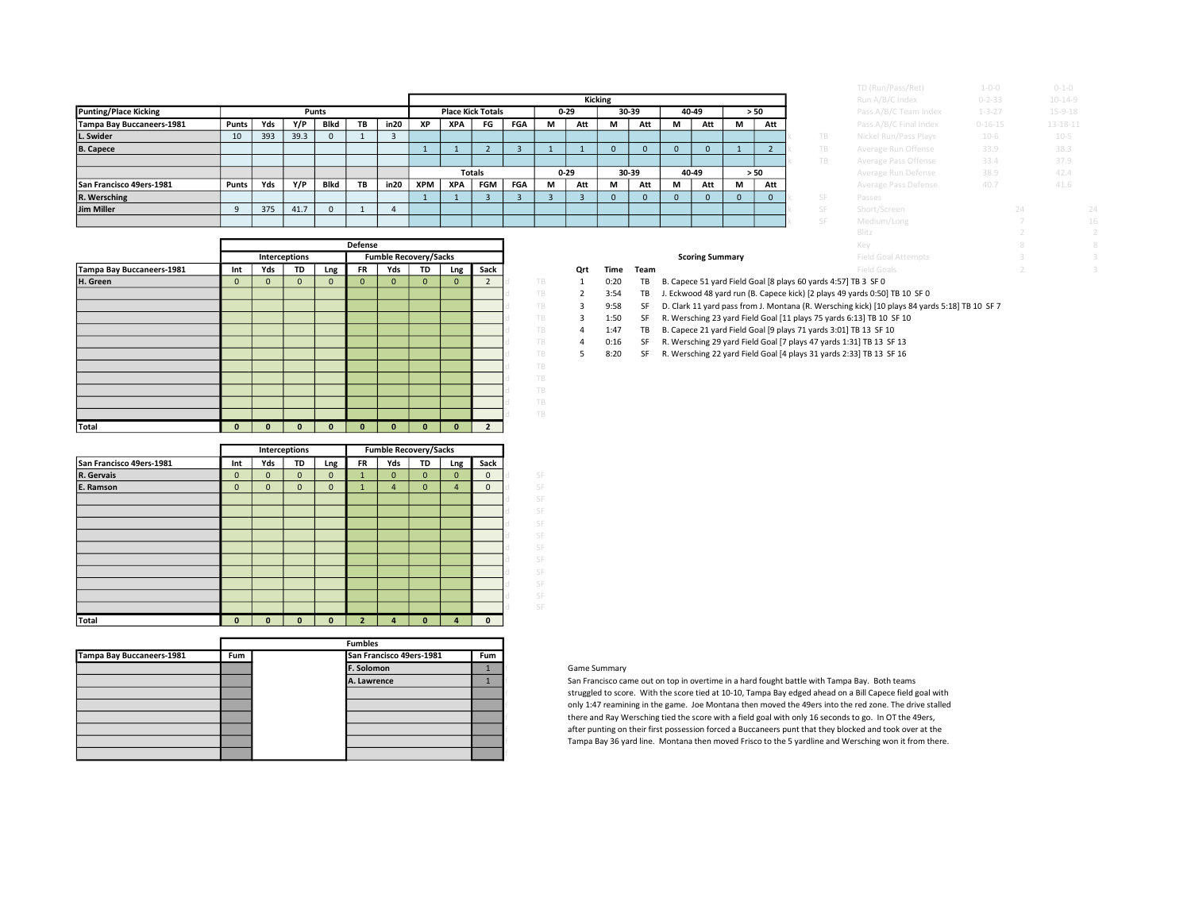| Punting/Place Kicking | Punts | | | | | | Kicking | | | | | | | | | | | | |
|---|---|---|---|---|---|---|---|---|---|---|---|---|---|---|---|---|---|---|---|
| | | | | | | | Place Kick Totals | | | | 0-29 | | 30-39 | | 40-49 | | > 50 | | |
| Tampa Bay Buccaneers-1981 | Punts | Yds | Y/P | Blkd | TB | in20 | XP | XPA | FG | FGA | M | Att | M | Att | M | Att | M | Att | |
| L. Swider | 10 | 393 | 39.3 | 0 | 1 | 3 | | | | | | | | | | | | | |
| B. Capece | | | | | | | 1 | 1 | 2 | 3 | 1 | 1 | 0 | 0 | 0 | 0 | 1 | 2 | |
| | | | | | | | | | | | | | | | | | | | |
| | | | | | | | Totals | | | | 0-29 | | 30-39 | | 40-49 | | > 50 | | |
| San Francisco 49ers-1981 | Punts | Yds | Y/P | Blkd | TB | in20 | XPM | XPA | FGM | FGA | M | Att | M | Att | M | Att | M | Att | |
| R. Wersching | | | | | | | 1 | 1 | 3 | 3 | 3 | 3 | 0 | 0 | 0 | 0 | 0 | 0 | |
| Jim Miller | 9 | 375 | 41.7 | 0 | 1 | 4 | | | | | | | | | | | | | |

| | TB | SF |
|---|---|---|
| TD (Run/Pass/Ret) | 1-0-0 | 0-1-0 |
| Run A/B/C Index | 0-2-33 | 10-14-9 |
| Pass A/B/C Team Index | 1-3-27 | 15-9-18 |
| Pass A/B/C Final Index | 0-16-15 | 13-18-11 |
| Nickel Run/Pass Plays | 10-6 | 10-5 |
| Average Run Offense | 33.9 | 38.3 |
| Average Pass Offense | 33.4 | 37.9 |
| Average Run Defense | 38.9 | 42.4 |
| Average Pass Defense | 40.7 | 41.6 |
| Passes | | |
| Short/Screen | 24 | 24 |
| Medium/Long | 7 | 16 |
| Blitz | 2 | 2 |
| Key | 8 | 8 |
| Field Goal Attempts | 3 | 3 |
| Field Goals | 2 | 3 |

| Defense | Interceptions | | | | Fumble Recovery/Sacks | | | | |
|---|---|---|---|---|---|---|---|---|---|
| Tampa Bay Buccaneers-1981 | Int | Yds | TD | Lng | FR | Yds | TD | Lng | Sack |
| H. Green | 0 | 0 | 0 | 0 | 0 | 0 | 0 | 0 | 2 |
| Total | 0 | 0 | 0 | 0 | 0 | 0 | 0 | 0 | 2 |

| | Interceptions | | | | Fumble Recovery/Sacks | | | | |
|---|---|---|---|---|---|---|---|---|---|
| San Francisco 49ers-1981 | Int | Yds | TD | Lng | FR | Yds | TD | Lng | Sack |
| R. Gervais | 0 | 0 | 0 | 0 | 1 | 0 | 0 | 0 | 0 |
| E. Ramson | 0 | 0 | 0 | 0 | 1 | 4 | 0 | 4 | 0 |
| Total | 0 | 0 | 0 | 0 | 2 | 4 | 0 | 4 | 0 |

**Scoring Summary**

| Qrt | Time | Team | |
|---|---|---|---|
| 1 | 0:20 | TB | B. Capece 51 yard Field Goal [8 plays 60 yards 4:57] TB 3 SF 0 |
| 2 | 3:54 | TB | J. Eckwood 48 yard run (B. Capece kick) [2 plays 49 yards 0:50] TB 10 SF 0 |
| 3 | 9:58 | SF | D. Clark 11 yard pass from J. Montana (R. Wersching kick) [10 plays 84 yards 5:18] TB 10 SF 7 |
| 3 | 1:50 | SF | R. Wersching 23 yard Field Goal [11 plays 75 yards 6:13] TB 10 SF 10 |
| 4 | 1:47 | TB | B. Capece 21 yard Field Goal [9 plays 71 yards 3:01] TB 13 SF 10 |
| 4 | 0:16 | SF | R. Wersching 29 yard Field Goal [7 plays 47 yards 1:31] TB 13 SF 13 |
| 5 | 8:20 | SF | R. Wersching 22 yard Field Goal [4 plays 31 yards 2:33] TB 13 SF 16 |

| Fumbles | | | |
|---|---|---|---|
| Tampa Bay Buccaneers-1981 | Fum | San Francisco 49ers-1981 | Fum |
| | | F. Solomon | 1 |
| | | A. Lawrence | 1 |

Game Summary

San Francisco came out on top in overtime in a hard fought battle with Tampa Bay. Both teams struggled to score. With the score tied at 10-10, Tampa Bay edged ahead on a Bill Capece field goal with only 1:47 reamining in the game. Joe Montana then moved the 49ers into the red zone. The drive stalled there and Ray Wersching tied the score with a field goal with only 16 seconds to go. In OT the 49ers, after punting on their first possession forced a Buccaneers punt that they blocked and took over at the Tampa Bay 36 yard line. Montana then moved Frisco to the 5 yardline and Wersching won it from there.